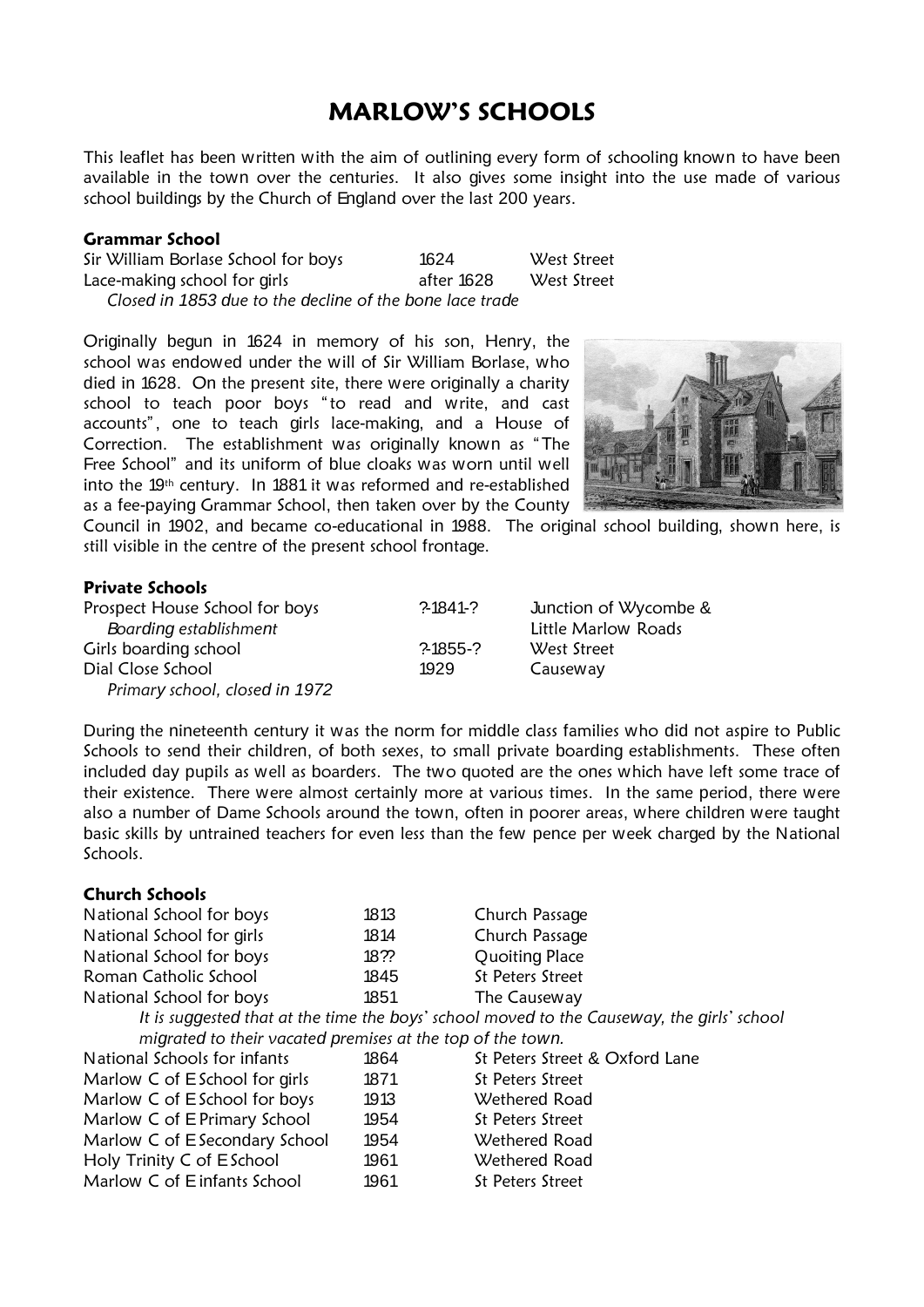# MARLOW'S SCHOOLS

This leaflet has been written with the aim of outlining every form of schooling known to have been available in the town over the centuries. It also gives some insight into the use made of various school buildings by the Church of England over the last 200 years.

## Grammar School

| | | |
|---|---|---|
| Sir William Borlase School for boys | 1624 | West Street |
| Lace-making school for girls | after 1628 | West Street |

*Closed in 1853 due to the decline of the bone lace trade*

Originally begun in 1624 in memory of his son, Henry, the school was endowed under the will of Sir William Borlase, who died in 1628. On the present site, there were originally a charity school to teach poor boys "to read and write, and cast accounts", one to teach girls lace-making, and a House of Correction. The establishment was originally known as "The Free School" and its uniform of blue cloaks was worn until well into the 19th century. In 1881 it was reformed and re-established as a fee-paying Grammar School, then taken over by the County Council in 1902, and became co-educational in 1988. The original school building, shown here, is still visible in the centre of the present school frontage.

## Private Schools

| | | |
|---|---|---|
| Prospect House School for boys *Boarding establishment* | ?-1841-? | Junction of Wycombe & Little Marlow Roads |
| Girls boarding school | ?-1855-? | West Street |
| Dial Close School *Primary school, closed in 1972* | 1929 | Causeway |

During the nineteenth century it was the norm for middle class families who did not aspire to Public Schools to send their children, of both sexes, to small private boarding establishments. These often included day pupils as well as boarders. The two quoted are the ones which have left some trace of their existence. There were almost certainly more at various times. In the same period, there were also a number of Dame Schools around the town, often in poorer areas, where children were taught basic skills by untrained teachers for even less than the few pence per week charged by the National Schools.

## Church Schools

| | | |
|---|---|---|
| National School for boys | 1813 | Church Passage |
| National School for girls | 1814 | Church Passage |
| National School for boys | 18?? | Quoiting Place |
| Roman Catholic School | 1845 | St Peters Street |
| National School for boys | 1851 | The Causeway |

*It is suggested that at the time the boys' school moved to the Causeway, the girls' school migrated to their vacated premises at the top of the town.*

| | | |
|---|---|---|
| National Schools for infants | 1864 | St Peters Street & Oxford Lane |
| Marlow C of E School for girls | 1871 | St Peters Street |
| Marlow C of E School for boys | 1913 | Wethered Road |
| Marlow C of E Primary School | 1954 | St Peters Street |
| Marlow C of E Secondary School | 1954 | Wethered Road |
| Holy Trinity C of E School | 1961 | Wethered Road |
| Marlow C of E infants School | 1961 | St Peters Street |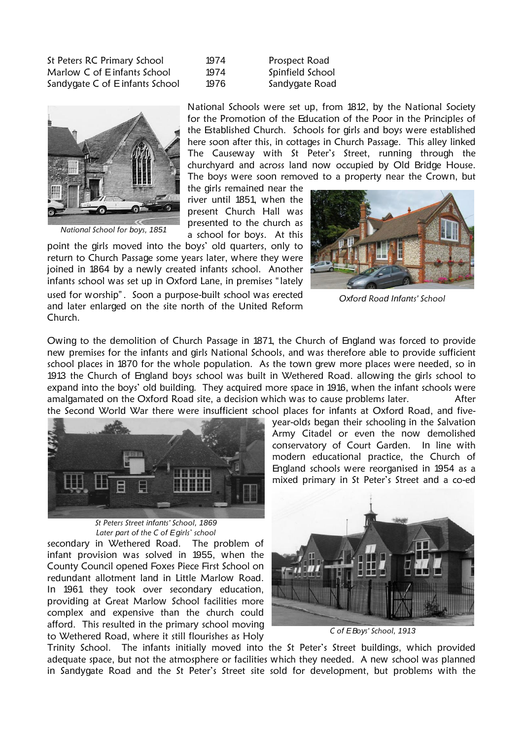| | | |
|---|---|---|
| St Peters RC Primary School | 1974 | Prospect Road |
| Marlow C of E infants School | 1974 | Spinfield School |
| Sandygate C of E infants School | 1976 | Sandygate Road |

*National School for boys, 1851*

National Schools were set up, from 1812, by the National Society for the Promotion of the Education of the Poor in the Principles of the Established Church. Schools for girls and boys were established here soon after this, in cottages in Church Passage. This alley linked The Causeway with St Peter's Street, running through the churchyard and across land now occupied by Old Bridge House. The boys were soon removed to a property near the Crown, but the girls remained near the river until 1851, when the present Church Hall was presented to the church as a school for boys. At this point the girls moved into the boys' old quarters, only to return to Church Passage some years later, where they were joined in 1864 by a newly created infants school. Another infants school was set up in Oxford Lane, in premises "lately used for worship". Soon a purpose-built school was erected and later enlarged on the site north of the United Reform Church.

*Oxford Road Infants' School*

Owing to the demolition of Church Passage in 1871, the Church of England was forced to provide new premises for the infants and girls National Schools, and was therefore able to provide sufficient school places in 1870 for the whole population. As the town grew more places were needed, so in 1913 the Church of England boys school was built in Wethered Road. allowing the girls school to expand into the boys' old building. They acquired more space in 1916, when the infant schools were amalgamated on the Oxford Road site, a decision which was to cause problems later. After the Second World War there were insufficient school places for infants at Oxford Road, and five-year-olds began their schooling in the Salvation Army Citadel or even the now demolished conservatory of Court Garden. In line with modern educational practice, the Church of England schools were reorganised in 1954 as a mixed primary in St Peter's Street and a co-ed secondary in Wethered Road. The problem of infant provision was solved in 1955, when the County Council opened Foxes Piece First School on redundant allotment land in Little Marlow Road. In 1961 they took over secondary education, providing at Great Marlow School facilities more complex and expensive than the church could afford. This resulted in the primary school moving to Wethered Road, where it still flourishes as Holy Trinity School. The infants initially moved into the St Peter's Street buildings, which provided adequate space, but not the atmosphere or facilities which they needed. A new school was planned in Sandygate Road and the St Peter's Street site sold for development, but problems with the

*St Peters Street infants' School, 1869*
*Later part of the C of E girls' school*

*C of E Boys' School, 1913*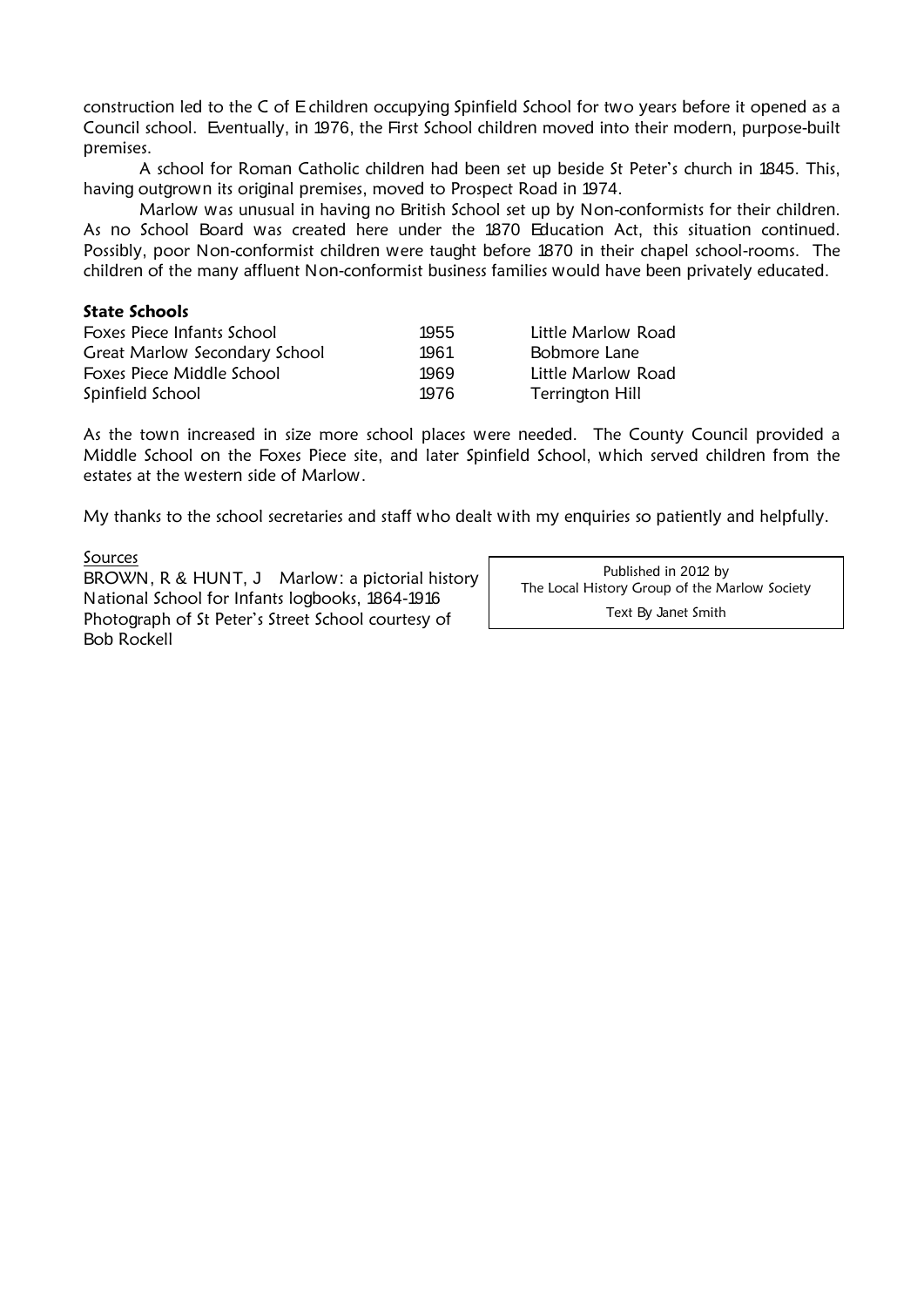construction led to the C of E children occupying Spinfield School for two years before it opened as a Council school. Eventually, in 1976, the First School children moved into their modern, purpose-built premises.

A school for Roman Catholic children had been set up beside St Peter's church in 1845. This, having outgrown its original premises, moved to Prospect Road in 1974.

Marlow was unusual in having no British School set up by Non-conformists for their children. As no School Board was created here under the 1870 Education Act, this situation continued. Possibly, poor Non-conformist children were taught before 1870 in their chapel school-rooms. The children of the many affluent Non-conformist business families would have been privately educated.

**State Schools**

| | | |
|---|---|---|
| Foxes Piece Infants School | 1955 | Little Marlow Road |
| Great Marlow Secondary School | 1961 | Bobmore Lane |
| Foxes Piece Middle School | 1969 | Little Marlow Road |
| Spinfield School | 1976 | Terrington Hill |

As the town increased in size more school places were needed. The County Council provided a Middle School on the Foxes Piece site, and later Spinfield School, which served children from the estates at the western side of Marlow.

My thanks to the school secretaries and staff who dealt with my enquiries so patiently and helpfully.

Sources

BROWN, R & HUNT, J   Marlow: a pictorial history
National School for Infants logbooks, 1864-1916
Photograph of St Peter's Street School courtesy of Bob Rockell

Published in 2012 by
The Local History Group of the Marlow Society
Text By Janet Smith